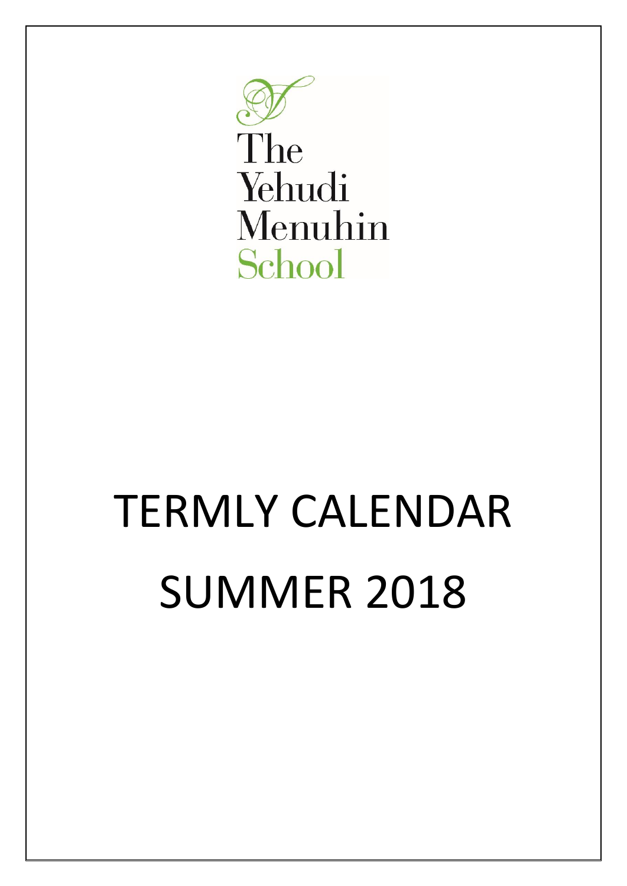The Yehudi Menuhin School

# TERMLY CALENDAR

# SUMMER 2018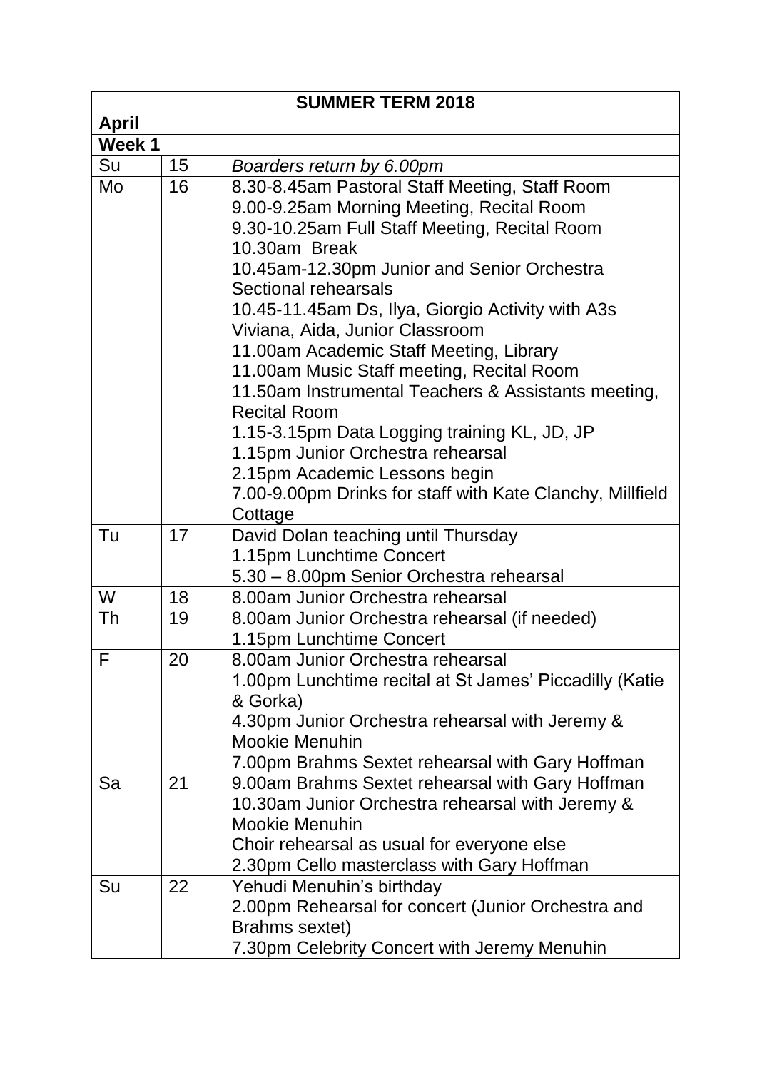| SUMMER TERM 2018 | | |
|---|---|---|
| **April** | | |
| **Week 1** | | |
| Su | 15 | *Boarders return by 6.00pm* |
| Mo | 16 | 8.30-8.45am Pastoral Staff Meeting, Staff Room<br>9.00-9.25am Morning Meeting, Recital Room<br>9.30-10.25am Full Staff Meeting, Recital Room<br>10.30am Break<br>10.45am-12.30pm Junior and Senior Orchestra Sectional rehearsals<br>10.45-11.45am Ds, Ilya, Giorgio Activity with A3s Viviana, Aida, Junior Classroom<br>11.00am Academic Staff Meeting, Library<br>11.00am Music Staff meeting, Recital Room<br>11.50am Instrumental Teachers & Assistants meeting, Recital Room<br>1.15-3.15pm Data Logging training KL, JD, JP<br>1.15pm Junior Orchestra rehearsal<br>2.15pm Academic Lessons begin<br>7.00-9.00pm Drinks for staff with Kate Clanchy, Millfield Cottage |
| Tu | 17 | David Dolan teaching until Thursday<br>1.15pm Lunchtime Concert<br>5.30 – 8.00pm Senior Orchestra rehearsal |
| W | 18 | 8.00am Junior Orchestra rehearsal |
| Th | 19 | 8.00am Junior Orchestra rehearsal (if needed)<br>1.15pm Lunchtime Concert |
| F | 20 | 8.00am Junior Orchestra rehearsal<br>1.00pm Lunchtime recital at St James' Piccadilly (Katie & Gorka)<br>4.30pm Junior Orchestra rehearsal with Jeremy & Mookie Menuhin<br>7.00pm Brahms Sextet rehearsal with Gary Hoffman |
| Sa | 21 | 9.00am Brahms Sextet rehearsal with Gary Hoffman<br>10.30am Junior Orchestra rehearsal with Jeremy & Mookie Menuhin<br>Choir rehearsal as usual for everyone else<br>2.30pm Cello masterclass with Gary Hoffman |
| Su | 22 | Yehudi Menuhin's birthday<br>2.00pm Rehearsal for concert (Junior Orchestra and Brahms sextet)<br>7.30pm Celebrity Concert with Jeremy Menuhin |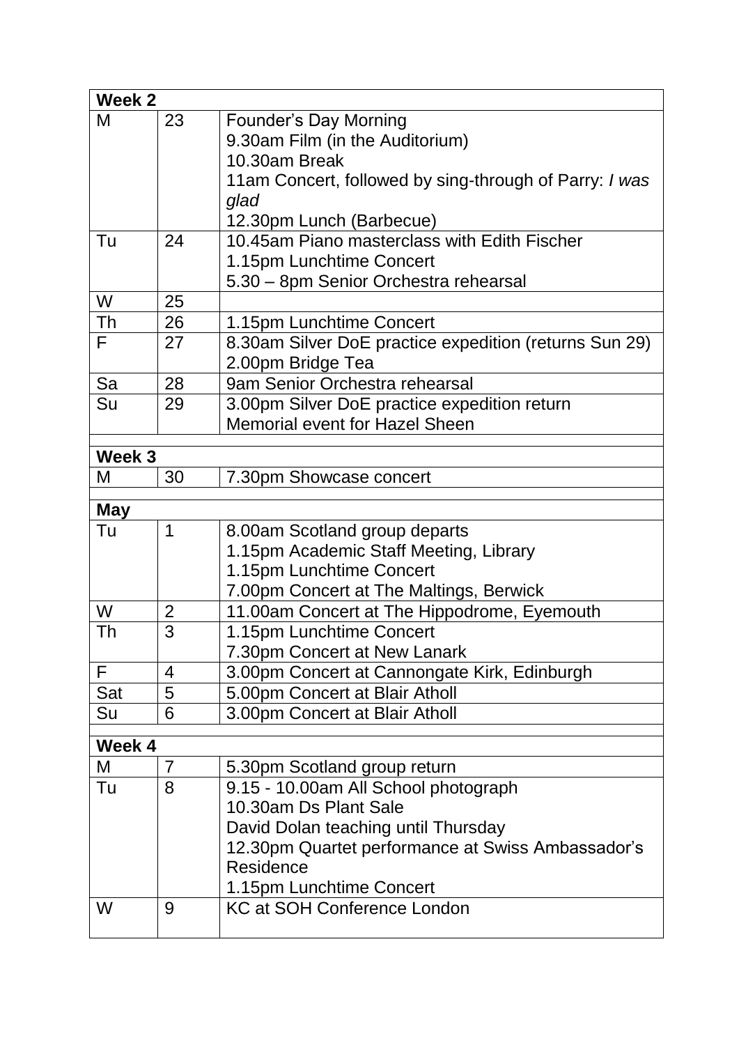| Week 2 | | |
|---|---|---|
| M | 23 | Founder's Day Morning<br>9.30am Film (in the Auditorium)<br>10.30am Break<br>11am Concert, followed by sing-through of Parry: *I was glad*<br>12.30pm Lunch (Barbecue) |
| Tu | 24 | 10.45am Piano masterclass with Edith Fischer<br>1.15pm Lunchtime Concert<br>5.30 – 8pm Senior Orchestra rehearsal |
| W | 25 | |
| Th | 26 | 1.15pm Lunchtime Concert |
| F | 27 | 8.30am Silver DoE practice expedition (returns Sun 29)<br>2.00pm Bridge Tea |
| Sa | 28 | 9am Senior Orchestra rehearsal |
| Su | 29 | 3.00pm Silver DoE practice expedition return<br>Memorial event for Hazel Sheen |
| | | |
| **Week 3** | | |
| M | 30 | 7.30pm Showcase concert |
| | | |
| **May** | | |
| Tu | 1 | 8.00am Scotland group departs<br>1.15pm Academic Staff Meeting, Library<br>1.15pm Lunchtime Concert<br>7.00pm Concert at The Maltings, Berwick |
| W | 2 | 11.00am Concert at The Hippodrome, Eyemouth |
| Th | 3 | 1.15pm Lunchtime Concert<br>7.30pm Concert at New Lanark |
| F | 4 | 3.00pm Concert at Cannongate Kirk, Edinburgh |
| Sat | 5 | 5.00pm Concert at Blair Atholl |
| Su | 6 | 3.00pm Concert at Blair Atholl |
| | | |
| **Week 4** | | |
| M | 7 | 5.30pm Scotland group return |
| Tu | 8 | 9.15 - 10.00am All School photograph<br>10.30am Ds Plant Sale<br>David Dolan teaching until Thursday<br>12.30pm Quartet performance at Swiss Ambassador's Residence<br>1.15pm Lunchtime Concert |
| W | 9 | KC at SOH Conference London |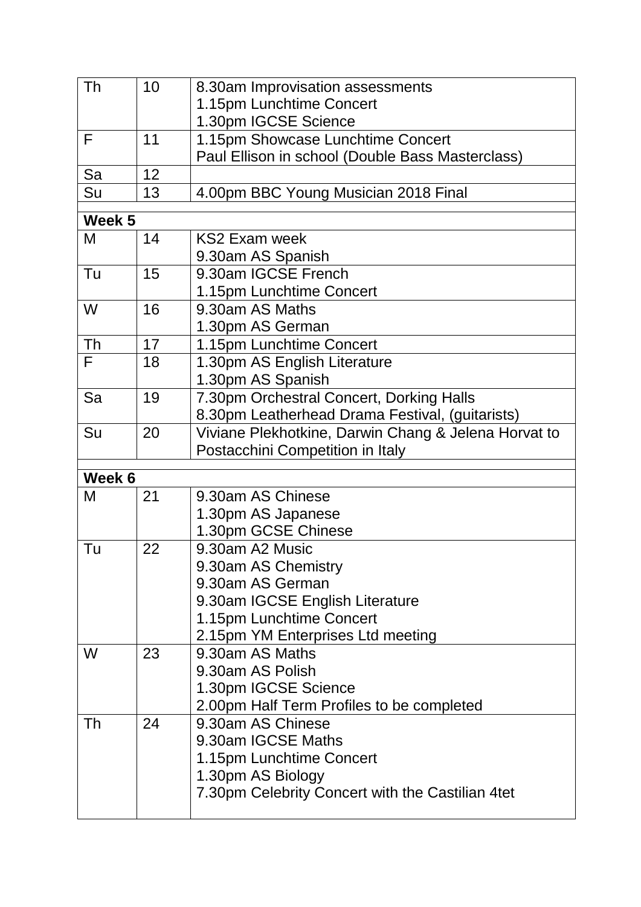| | | |
|---|---|---|
| Th | 10 | 8.30am Improvisation assessments<br>1.15pm Lunchtime Concert<br>1.30pm IGCSE Science |
| F | 11 | 1.15pm Showcase Lunchtime Concert<br>Paul Ellison in school (Double Bass Masterclass) |
| Sa | 12 | |
| Su | 13 | 4.00pm BBC Young Musician 2018 Final |
| | | |
| **Week 5** | | |
| M | 14 | KS2 Exam week<br>9.30am AS Spanish |
| Tu | 15 | 9.30am IGCSE French<br>1.15pm Lunchtime Concert |
| W | 16 | 9.30am AS Maths<br>1.30pm AS German |
| Th | 17 | 1.15pm Lunchtime Concert |
| F | 18 | 1.30pm AS English Literature<br>1.30pm AS Spanish |
| Sa | 19 | 7.30pm Orchestral Concert, Dorking Halls<br>8.30pm Leatherhead Drama Festival, (guitarists) |
| Su | 20 | Viviane Plekhotkine, Darwin Chang & Jelena Horvat to Postacchini Competition in Italy |
| | | |
| **Week 6** | | |
| M | 21 | 9.30am AS Chinese<br>1.30pm AS Japanese<br>1.30pm GCSE Chinese |
| Tu | 22 | 9.30am A2 Music<br>9.30am AS Chemistry<br>9.30am AS German<br>9.30am IGCSE English Literature<br>1.15pm Lunchtime Concert<br>2.15pm YM Enterprises Ltd meeting |
| W | 23 | 9.30am AS Maths<br>9.30am AS Polish<br>1.30pm IGCSE Science<br>2.00pm Half Term Profiles to be completed |
| Th | 24 | 9.30am AS Chinese<br>9.30am IGCSE Maths<br>1.15pm Lunchtime Concert<br>1.30pm AS Biology<br>7.30pm Celebrity Concert with the Castilian 4tet |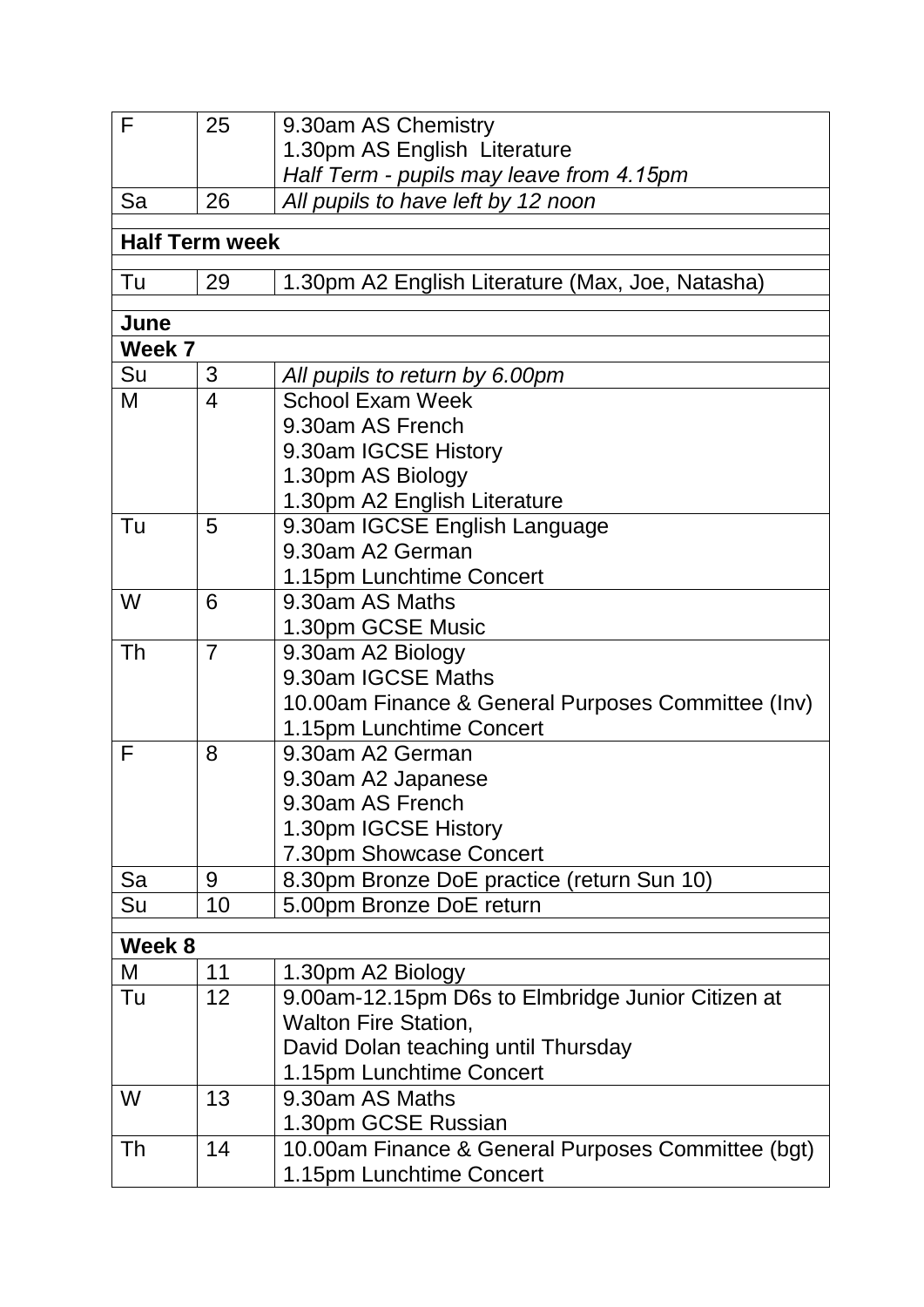| | | |
|---|---|---|
| F | 25 | 9.30am AS Chemistry<br>1.30pm AS English Literature<br>*Half Term - pupils may leave from 4.15pm* |
| Sa | 26 | *All pupils to have left by 12 noon* |
| **Half Term week** | | |
| Tu | 29 | 1.30pm A2 English Literature (Max, Joe, Natasha) |
| **June** | | |
| **Week 7** | | |
| Su | 3 | *All pupils to return by 6.00pm* |
| M | 4 | School Exam Week<br>9.30am AS French<br>9.30am IGCSE History<br>1.30pm AS Biology<br>1.30pm A2 English Literature |
| Tu | 5 | 9.30am IGCSE English Language<br>9.30am A2 German<br>1.15pm Lunchtime Concert |
| W | 6 | 9.30am AS Maths<br>1.30pm GCSE Music |
| Th | 7 | 9.30am A2 Biology<br>9.30am IGCSE Maths<br>10.00am Finance & General Purposes Committee (Inv)<br>1.15pm Lunchtime Concert |
| F | 8 | 9.30am A2 German<br>9.30am A2 Japanese<br>9.30am AS French<br>1.30pm IGCSE History<br>7.30pm Showcase Concert |
| Sa | 9 | 8.30pm Bronze DoE practice (return Sun 10) |
| Su | 10 | 5.00pm Bronze DoE return |
| **Week 8** | | |
| M | 11 | 1.30pm A2 Biology |
| Tu | 12 | 9.00am-12.15pm D6s to Elmbridge Junior Citizen at Walton Fire Station,<br>David Dolan teaching until Thursday<br>1.15pm Lunchtime Concert |
| W | 13 | 9.30am AS Maths<br>1.30pm GCSE Russian |
| Th | 14 | 10.00am Finance & General Purposes Committee (bgt)<br>1.15pm Lunchtime Concert |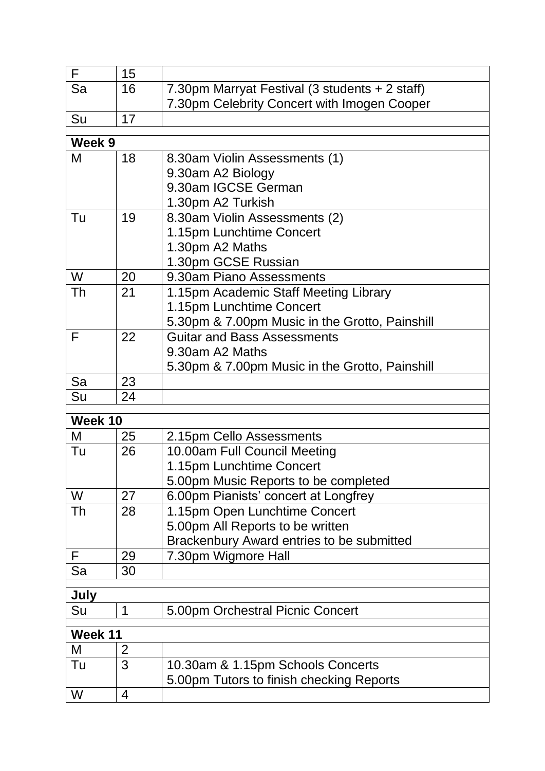| | | |
|---|---|---|
| F | 15 | |
| Sa | 16 | 7.30pm Marryat Festival (3 students + 2 staff)<br>7.30pm Celebrity Concert with Imogen Cooper |
| Su | 17 | |
| **Week 9** | | |
| M | 18 | 8.30am Violin Assessments (1)<br>9.30am A2 Biology<br>9.30am IGCSE German<br>1.30pm A2 Turkish |
| Tu | 19 | 8.30am Violin Assessments (2)<br>1.15pm Lunchtime Concert<br>1.30pm A2 Maths<br>1.30pm GCSE Russian |
| W | 20 | 9.30am Piano Assessments |
| Th | 21 | 1.15pm Academic Staff Meeting Library<br>1.15pm Lunchtime Concert<br>5.30pm & 7.00pm Music in the Grotto, Painshill |
| F | 22 | Guitar and Bass Assessments<br>9.30am A2 Maths<br>5.30pm & 7.00pm Music in the Grotto, Painshill |
| Sa | 23 | |
| Su | 24 | |
| **Week 10** | | |
| M | 25 | 2.15pm Cello Assessments |
| Tu | 26 | 10.00am Full Council Meeting<br>1.15pm Lunchtime Concert<br>5.00pm Music Reports to be completed |
| W | 27 | 6.00pm Pianists' concert at Longfrey |
| Th | 28 | 1.15pm Open Lunchtime Concert<br>5.00pm All Reports to be written<br>Brackenbury Award entries to be submitted |
| F | 29 | 7.30pm Wigmore Hall |
| Sa | 30 | |
| **July** | | |
| Su | 1 | 5.00pm Orchestral Picnic Concert |
| **Week 11** | | |
| M | 2 | |
| Tu | 3 | 10.30am & 1.15pm Schools Concerts<br>5.00pm Tutors to finish checking Reports |
| W | 4 | |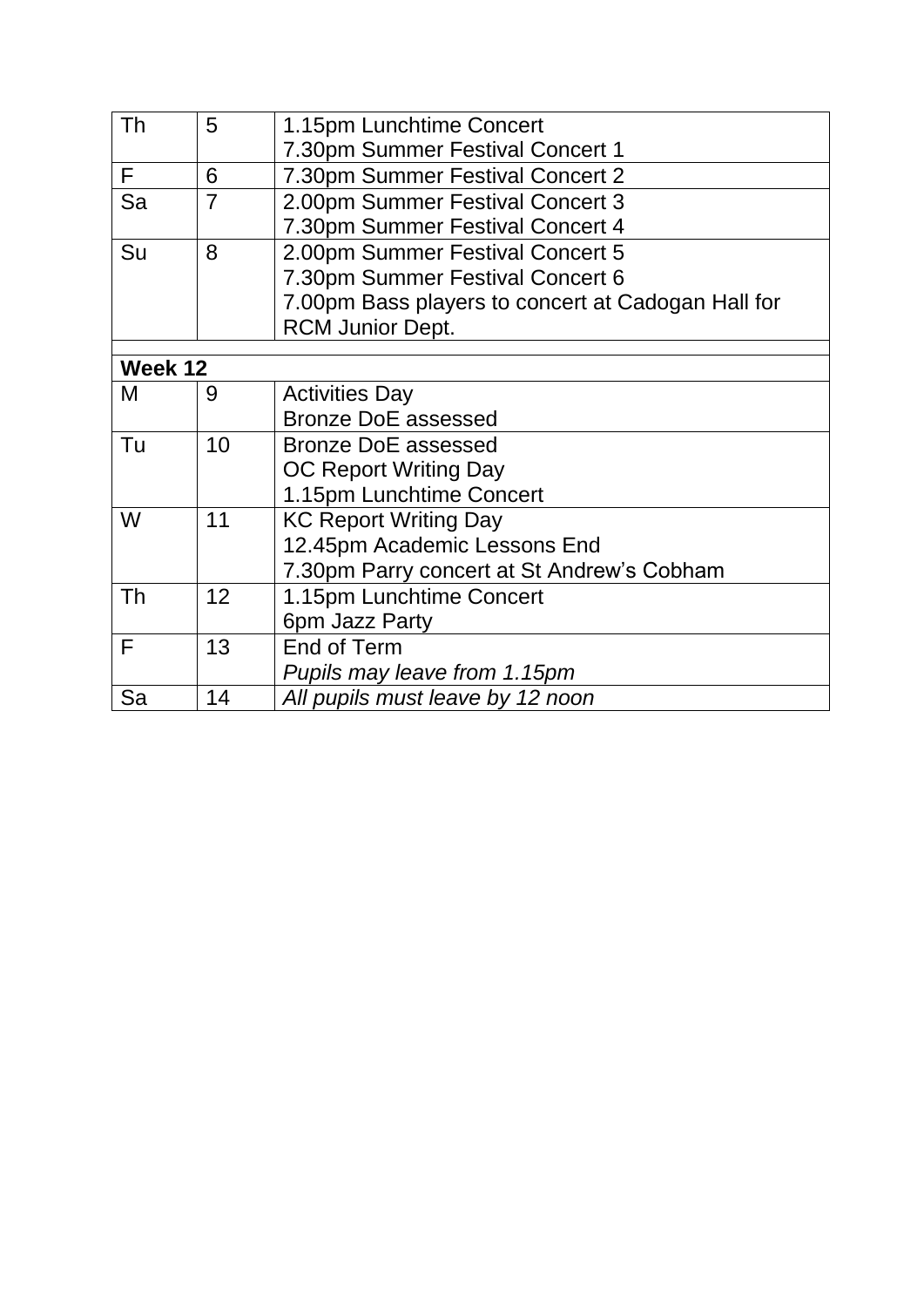| | | |
|---|---|---|
| Th | 5 | 1.15pm Lunchtime Concert<br>7.30pm Summer Festival Concert 1 |
| F | 6 | 7.30pm Summer Festival Concert 2 |
| Sa | 7 | 2.00pm Summer Festival Concert 3<br>7.30pm Summer Festival Concert 4 |
| Su | 8 | 2.00pm Summer Festival Concert 5<br>7.30pm Summer Festival Concert 6<br>7.00pm Bass players to concert at Cadogan Hall for RCM Junior Dept. |
| | | |
| **Week 12** | | |
| M | 9 | Activities Day<br>Bronze DoE assessed |
| Tu | 10 | Bronze DoE assessed<br>OC Report Writing Day<br>1.15pm Lunchtime Concert |
| W | 11 | KC Report Writing Day<br>12.45pm Academic Lessons End<br>7.30pm Parry concert at St Andrew's Cobham |
| Th | 12 | 1.15pm Lunchtime Concert<br>6pm Jazz Party |
| F | 13 | End of Term<br>*Pupils may leave from 1.15pm* |
| Sa | 14 | *All pupils must leave by 12 noon* |